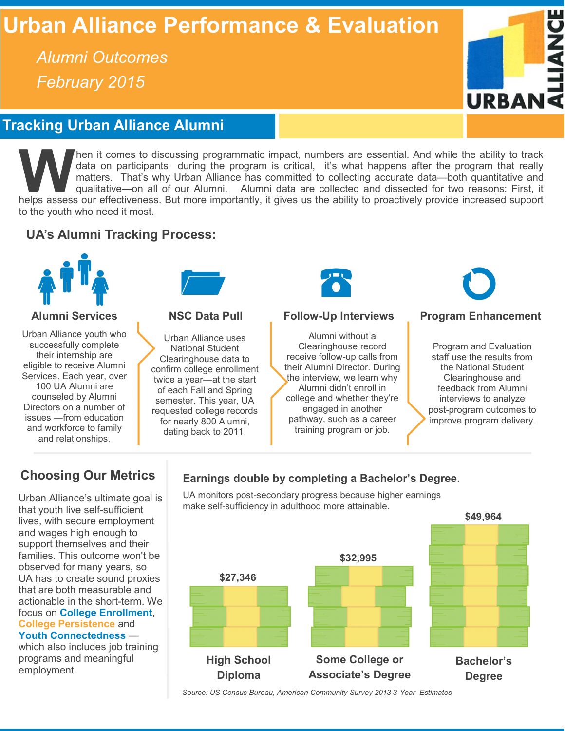# Urban Alliance Performance & Evaluation

*Alumni Outcomes*

*February 2015*

## Tracking Urban Alliance Alumni

When it comes to discussing programmatic impact, numbers are essential. And while the ability to track data on participants during the program is critical, it's what happens after the program that really matters. That's why Urban Alliance has committed to collecting accurate data—both quantitative and qualitative—on all of our Alumni. Alumni data are collected and dissected for two reasons: First, it helps assess our effectiveness. But more importantly, it gives us the ability to proactively provide increased support to the youth who need it most.

### UA's Alumni Tracking Process:

**Alumni Services**

Urban Alliance youth who successfully complete their internship are eligible to receive Alumni Services. Each year, over 100 UA Alumni are counseled by Alumni Directors on a number of issues —from education and workforce to family and relationships.

**NSC Data Pull**

Urban Alliance uses National Student Clearinghouse data to confirm college enrollment twice a year—at the start of each Fall and Spring semester. This year, UA requested college records for nearly 800 Alumni, dating back to 2011.

**Follow-Up Interviews**

Alumni without a Clearinghouse record receive follow-up calls from their Alumni Director. During the interview, we learn why Alumni didn't enroll in college and whether they're engaged in another pathway, such as a career training program or job.

**Program Enhancement**

Program and Evaluation staff use the results from the National Student Clearinghouse and feedback from Alumni interviews to analyze post-program outcomes to improve program delivery.

### Choosing Our Metrics

Urban Alliance's ultimate goal is that youth live self-sufficient lives, with secure employment and wages high enough to support themselves and their families. This outcome won't be observed for many years, so UA has to create sound proxies that are both measurable and actionable in the short-term. We focus on **College Enrollment**, **College Persistence** and **Youth Connectedness** — which also includes job training programs and meaningful employment.

### Earnings double by completing a Bachelor's Degree.

UA monitors post-secondary progress because higher earnings make self-sufficiency in adulthood more attainable.

| Education Level | Earnings |
|---|---|
| High School Diploma | $27,346 |
| Some College or Associate's Degree | $32,995 |
| Bachelor's Degree | $49,964 |

*Source: US Census Bureau, American Community Survey 2013 3-Year Estimates*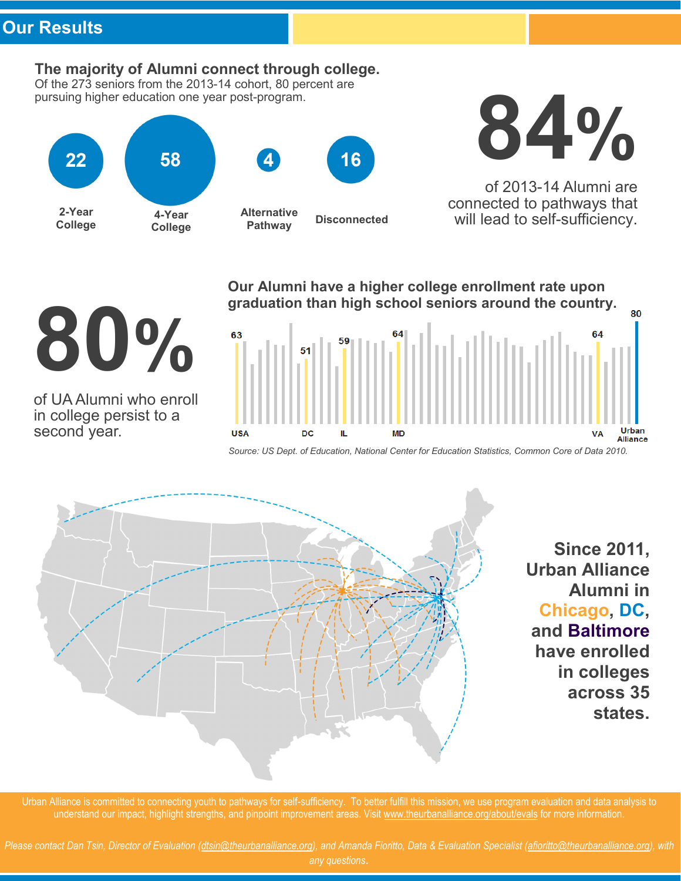# Our Results

**The majority of Alumni connect through college.**
Of the 273 seniors from the 2013-14 cohort, 80 percent are pursuing higher education one year post-program.

22
2-Year College

58
4-Year College

4
Alternative Pathway

16
Disconnected

# 84%

of 2013-14 Alumni are connected to pathways that will lead to self-sufficiency.

# 80%

of UA Alumni who enroll in college persist to a second year.

**Our Alumni have a higher college enrollment rate upon graduation than high school seniors around the country.**

63 USA
51 DC
59 IL
64 MD
64 VA
80 Urban Alliance

*Source: US Dept. of Education, National Center for Education Statistics, Common Core of Data 2010.*

**Since 2011, Urban Alliance Alumni in Chicago, DC, and Baltimore have enrolled in colleges across 35 states.**

Urban Alliance is committed to connecting youth to pathways for self-sufficiency. To better fulfill this mission, we use program evaluation and data analysis to understand our impact, highlight strengths, and pinpoint improvement areas. Visit www.theurbanalliance.org/about/evals for more information.

*Please contact Dan Tsin, Director of Evaluation (dtsin@theurbanalliance.org), and Amanda Fioritto, Data & Evaluation Specialist (afioritto@theurbanalliance.org), with any questions.*